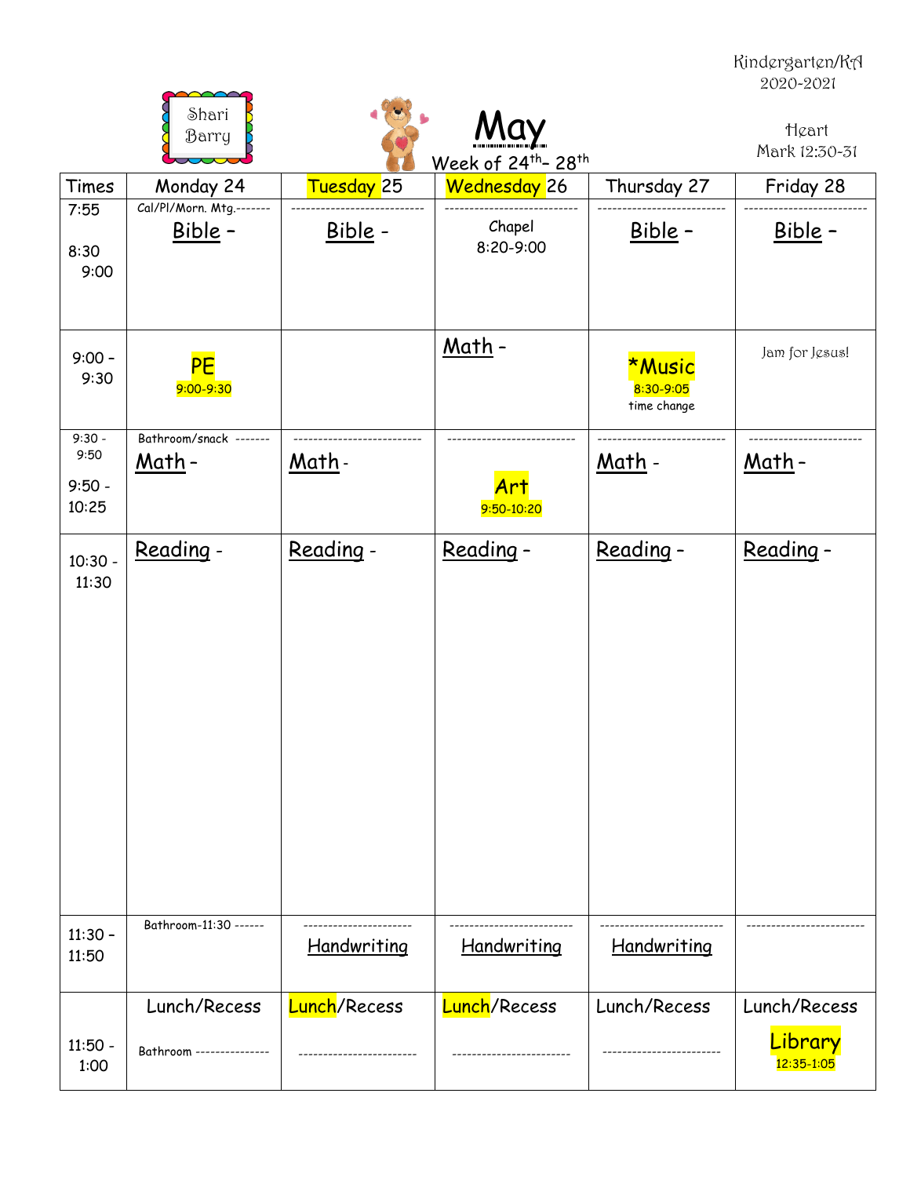Kindergarten/KA
2020-2021

Shari Barry

# May

Week of 24th– 28th

Heart
Mark 12:30-31

| Times | Monday 24 | Tuesday 25 | Wednesday 26 | Thursday 27 | Friday 28 |
|---|---|---|---|---|---|
| 7:55<br><br>8:30<br>9:00 | Cal/Pl/Morn. Mtg.-------<br>Bible – | ---------------------------<br>Bible - | ---------------------------<br>Chapel<br>8:20-9:00 | ---------------------------<br>Bible – | ---------------------------<br>Bible – |
| 9:00 – 9:30 | PE<br>9:00-9:30 | | Math - | *Music<br>8:30-9:05<br>time change | Jam for Jesus! |
| 9:30 - 9:50<br><br>9:50 – 10:25 | Bathroom/snack -------<br>Math - | ---------------------------<br>Math - | ---------------------------<br>Art<br>9:50-10:20 | ---------------------------<br>Math - | ---------------------------<br>Math - |
| 10:30 – 11:30 | Reading - | Reading - | Reading - | Reading - | Reading - |
| 11:30 – 11:50 | Bathroom-11:30 ------ | ----------------------<br>Handwriting | ----------------------<br>Handwriting | ----------------------<br>Handwriting | ---------------------- |
| 11:50 – 1:00 | Lunch/Recess<br><br>Bathroom --------------- | Lunch/Recess<br><br>------------------------ | Lunch/Recess<br><br>------------------------ | Lunch/Recess<br><br>------------------------ | Lunch/Recess<br>Library<br>12:35-1:05 |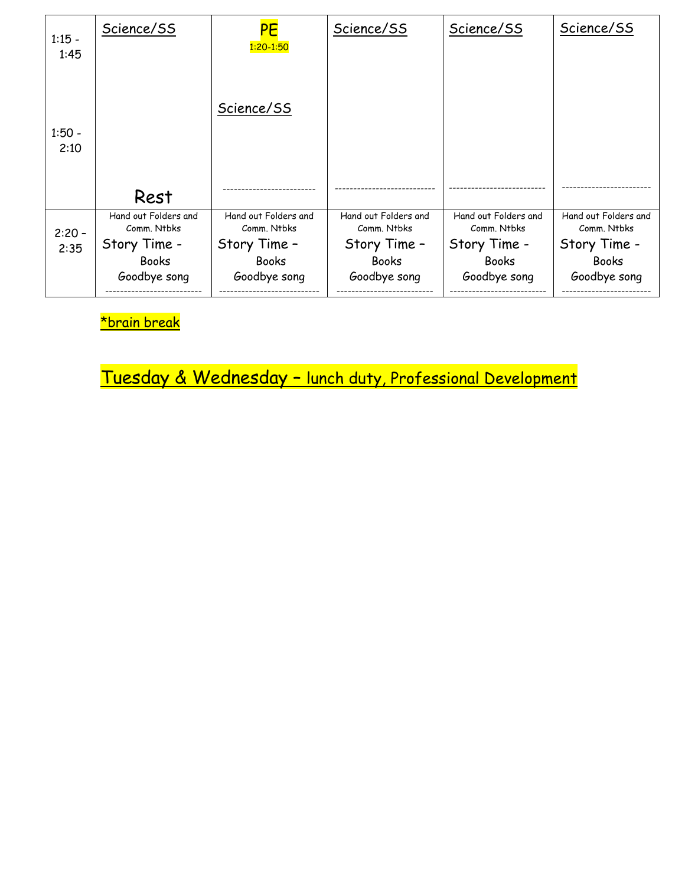| | | | | | |
|---|---|---|---|---|---|
| 1:15 - 1:45<br><br>1:50 - 2:10 | Science/SS<br><br>Rest | PE<br>1:20-1:50<br><br>Science/SS | Science/SS | Science/SS | Science/SS |
| 2:20 – 2:35 | Hand out Folders and Comm. Ntbks<br>Story Time - Books<br>Goodbye song | Hand out Folders and Comm. Ntbks<br>Story Time – Books<br>Goodbye song | Hand out Folders and Comm. Ntbks<br>Story Time – Books<br>Goodbye song | Hand out Folders and Comm. Ntbks<br>Story Time - Books<br>Goodbye song | Hand out Folders and Comm. Ntbks<br>Story Time - Books<br>Goodbye song |

*brain break

Tuesday & Wednesday – lunch duty, Professional Development